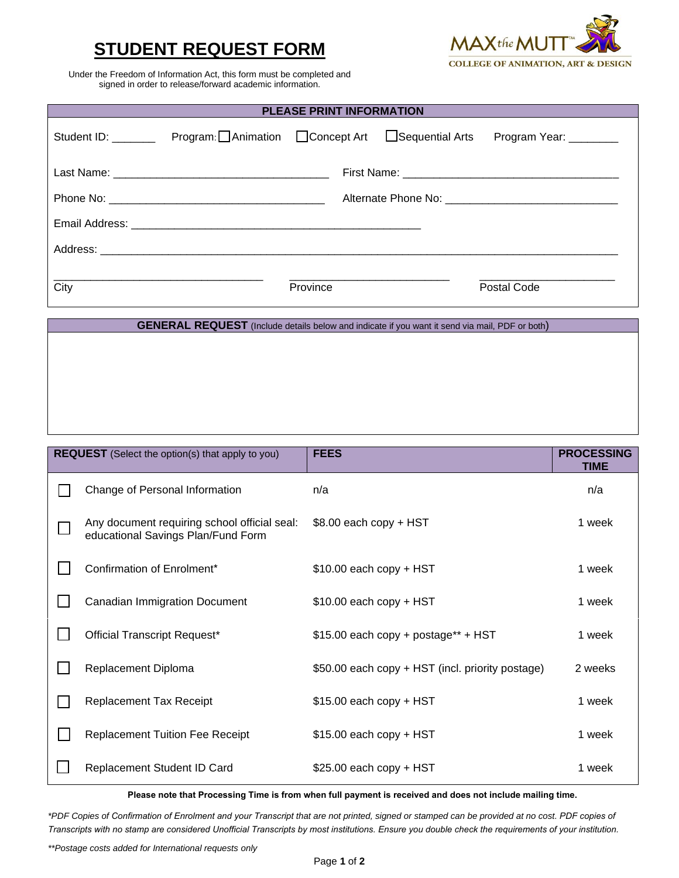# STUDENT REQUEST FORM

MAX the MUTT™ COLLEGE OF ANIMATION, ART & DESIGN

Under the Freedom of Information Act, this form must be completed and signed in order to release/forward academic information.

## PLEASE PRINT INFORMATION

Student ID: _______ Program: ☐ Animation ☐ Concept Art ☐ Sequential Arts Program Year: ________

Last Name: ___________________________________ First Name: ___________________________________

Phone No: ___________________________________ Alternate Phone No: ___________________________

Email Address: _______________________________________________

Address: _______________________________________________________________________________

___________________________________ ___________________________ ______________________
City Province Postal Code

## GENERAL REQUEST (Include details below and indicate if you want it send via mail, PDF or both)

| **REQUEST** (Select the option(s) that apply to you) | **FEES** | **PROCESSING TIME** |
|---|---|---|
| ☐ Change of Personal Information | n/a | n/a |
| ☐ Any document requiring school official seal: educational Savings Plan/Fund Form | $8.00 each copy + HST | 1 week |
| ☐ Confirmation of Enrolment* | $10.00 each copy + HST | 1 week |
| ☐ Canadian Immigration Document | $10.00 each copy + HST | 1 week |
| ☐ Official Transcript Request* | $15.00 each copy + postage** + HST | 1 week |
| ☐ Replacement Diploma | $50.00 each copy + HST (incl. priority postage) | 2 weeks |
| ☐ Replacement Tax Receipt | $15.00 each copy + HST | 1 week |
| ☐ Replacement Tuition Fee Receipt | $15.00 each copy + HST | 1 week |
| ☐ Replacement Student ID Card | $25.00 each copy + HST | 1 week |

**Please note that Processing Time is from when full payment is received and does not include mailing time.**

*\*PDF Copies of Confirmation of Enrolment and your Transcript that are not printed, signed or stamped can be provided at no cost. PDF copies of Transcripts with no stamp are considered Unofficial Transcripts by most institutions. Ensure you double check the requirements of your institution.*

*\*\*Postage costs added for International requests only*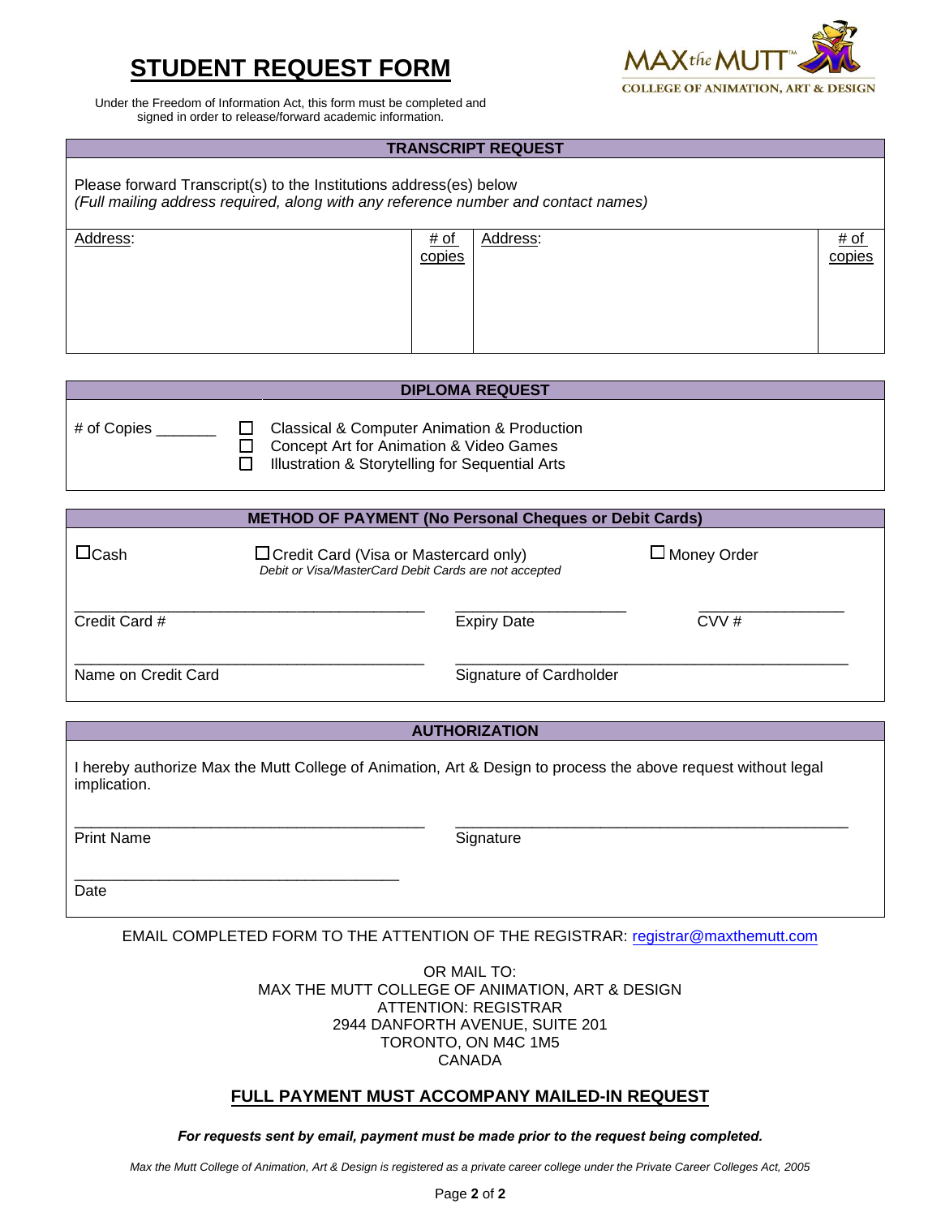# STUDENT REQUEST FORM

MAX the MUTT™ COLLEGE OF ANIMATION, ART & DESIGN

Under the Freedom of Information Act, this form must be completed and signed in order to release/forward academic information.

## TRANSCRIPT REQUEST

Please forward Transcript(s) to the Institutions address(es) below
*(Full mailing address required, along with any reference number and contact names)*

| Address: | # of copies | Address: | # of copies |
|---|---|---|---|
| | | | |

## DIPLOMA REQUEST

# of Copies _______

- ☐ Classical & Computer Animation & Production
- ☐ Concept Art for Animation & Video Games
- ☐ Illustration & Storytelling for Sequential Arts

## METHOD OF PAYMENT (No Personal Cheques or Debit Cards)

☐ Cash ☐ Credit Card (Visa or Mastercard only) ☐ Money Order

*Debit or Visa/MasterCard Debit Cards are not accepted*

Credit Card # ______________________ Expiry Date ______________ CVV # ____________

Name on Credit Card ______________________ Signature of Cardholder ______________________

## AUTHORIZATION

I hereby authorize Max the Mutt College of Animation, Art & Design to process the above request without legal implication.

Print Name ______________________ Signature ______________________

Date ______________________

EMAIL COMPLETED FORM TO THE ATTENTION OF THE REGISTRAR: registrar@maxthemutt.com

OR MAIL TO:
MAX THE MUTT COLLEGE OF ANIMATION, ART & DESIGN
ATTENTION: REGISTRAR
2944 DANFORTH AVENUE, SUITE 201
TORONTO, ON M4C 1M5
CANADA

**FULL PAYMENT MUST ACCOMPANY MAILED-IN REQUEST**

***For requests sent by email, payment must be made prior to the request being completed.***

*Max the Mutt College of Animation, Art & Design is registered as a private career college under the Private Career Colleges Act, 2005*